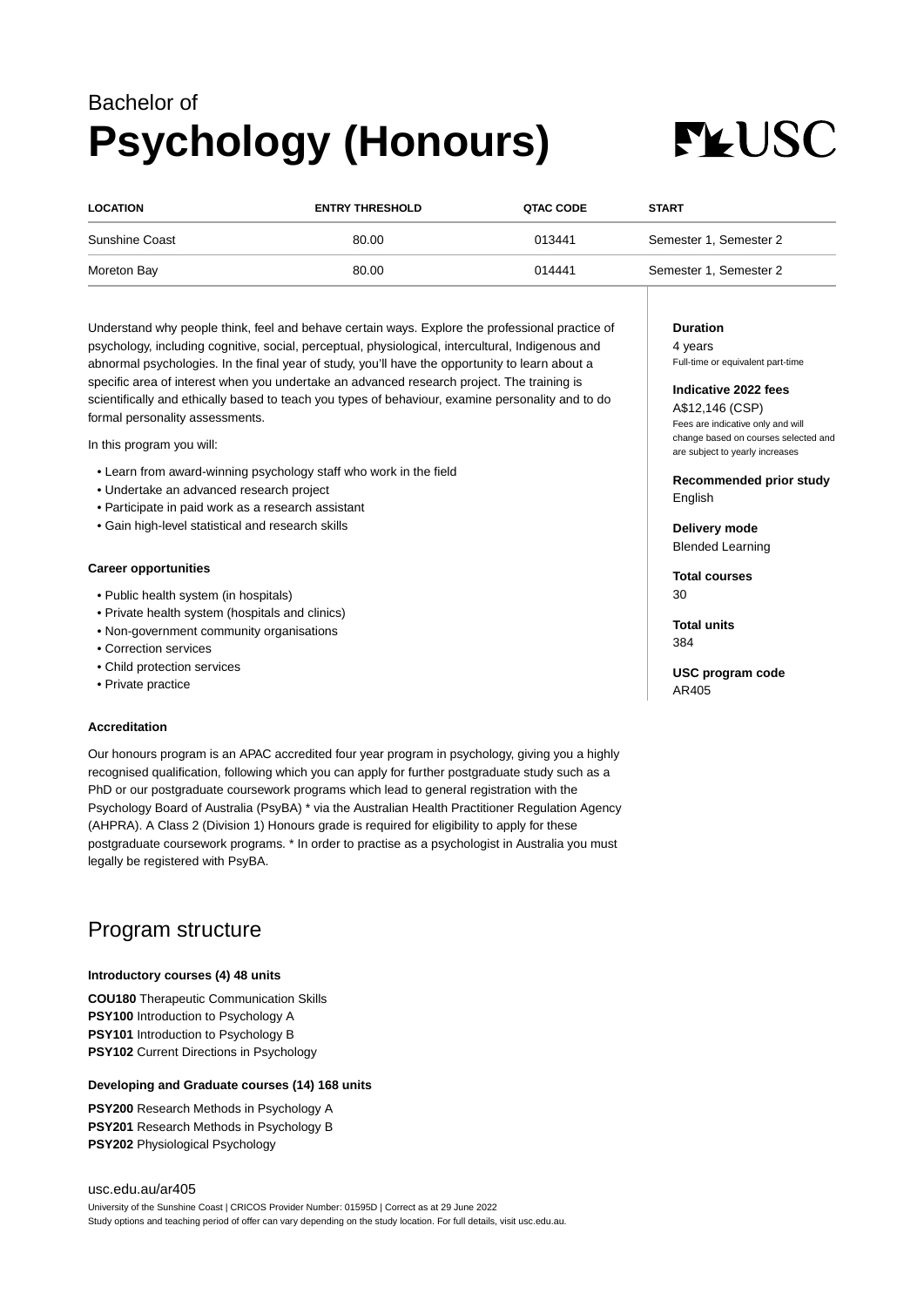Bachelor of

# Psychology (Honours)

USC

| LOCATION | ENTRY THRESHOLD | QTAC CODE | START |
|---|---|---|---|
| Sunshine Coast | 80.00 | 013441 | Semester 1, Semester 2 |
| Moreton Bay | 80.00 | 014441 | Semester 1, Semester 2 |

Understand why people think, feel and behave certain ways. Explore the professional practice of psychology, including cognitive, social, perceptual, physiological, intercultural, Indigenous and abnormal psychologies. In the final year of study, you'll have the opportunity to learn about a specific area of interest when you undertake an advanced research project. The training is scientifically and ethically based to teach you types of behaviour, examine personality and to do formal personality assessments.

In this program you will:

- Learn from award-winning psychology staff who work in the field
- Undertake an advanced research project
- Participate in paid work as a research assistant
- Gain high-level statistical and research skills

**Career opportunities**

- Public health system (in hospitals)
- Private health system (hospitals and clinics)
- Non-government community organisations
- Correction services
- Child protection services
- Private practice

**Duration**
4 years
Full-time or equivalent part-time

**Indicative 2022 fees**
A$12,146 (CSP)
Fees are indicative only and will change based on courses selected and are subject to yearly increases

**Recommended prior study**
English

**Delivery mode**
Blended Learning

**Total courses**
30

**Total units**
384

**USC program code**
AR405

**Accreditation**

Our honours program is an APAC accredited four year program in psychology, giving you a highly recognised qualification, following which you can apply for further postgraduate study such as a PhD or our postgraduate coursework programs which lead to general registration with the Psychology Board of Australia (PsyBA) * via the Australian Health Practitioner Regulation Agency (AHPRA). A Class 2 (Division 1) Honours grade is required for eligibility to apply for these postgraduate coursework programs. * In order to practise as a psychologist in Australia you must legally be registered with PsyBA.

## Program structure

**Introductory courses (4) 48 units**

**COU180** Therapeutic Communication Skills
**PSY100** Introduction to Psychology A
**PSY101** Introduction to Psychology B
**PSY102** Current Directions in Psychology

**Developing and Graduate courses (14) 168 units**

**PSY200** Research Methods in Psychology A
**PSY201** Research Methods in Psychology B
**PSY202** Physiological Psychology

usc.edu.au/ar405
University of the Sunshine Coast | CRICOS Provider Number: 01595D | Correct as at 29 June 2022
Study options and teaching period of offer can vary depending on the study location. For full details, visit usc.edu.au.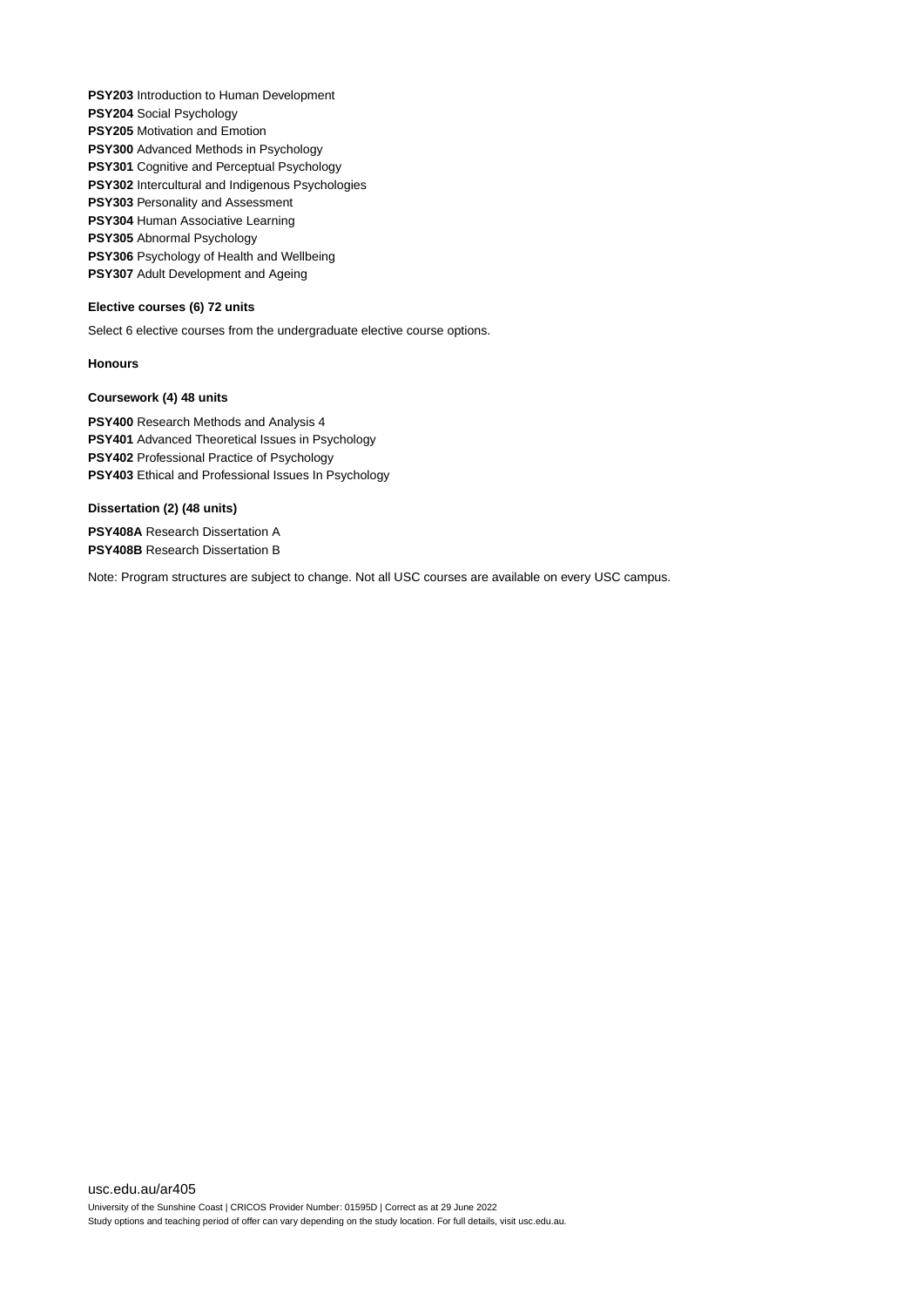**PSY203** Introduction to Human Development
**PSY204** Social Psychology
**PSY205** Motivation and Emotion
**PSY300** Advanced Methods in Psychology
**PSY301** Cognitive and Perceptual Psychology
**PSY302** Intercultural and Indigenous Psychologies
**PSY303** Personality and Assessment
**PSY304** Human Associative Learning
**PSY305** Abnormal Psychology
**PSY306** Psychology of Health and Wellbeing
**PSY307** Adult Development and Ageing

**Elective courses (6) 72 units**

Select 6 elective courses from the undergraduate elective course options.

**Honours**

**Coursework (4) 48 units**

**PSY400** Research Methods and Analysis 4
**PSY401** Advanced Theoretical Issues in Psychology
**PSY402** Professional Practice of Psychology
**PSY403** Ethical and Professional Issues In Psychology

**Dissertation (2) (48 units)**

**PSY408A** Research Dissertation A
**PSY408B** Research Dissertation B

Note: Program structures are subject to change. Not all USC courses are available on every USC campus.

usc.edu.au/ar405

University of the Sunshine Coast | CRICOS Provider Number: 01595D | Correct as at 29 June 2022
Study options and teaching period of offer can vary depending on the study location. For full details, visit usc.edu.au.